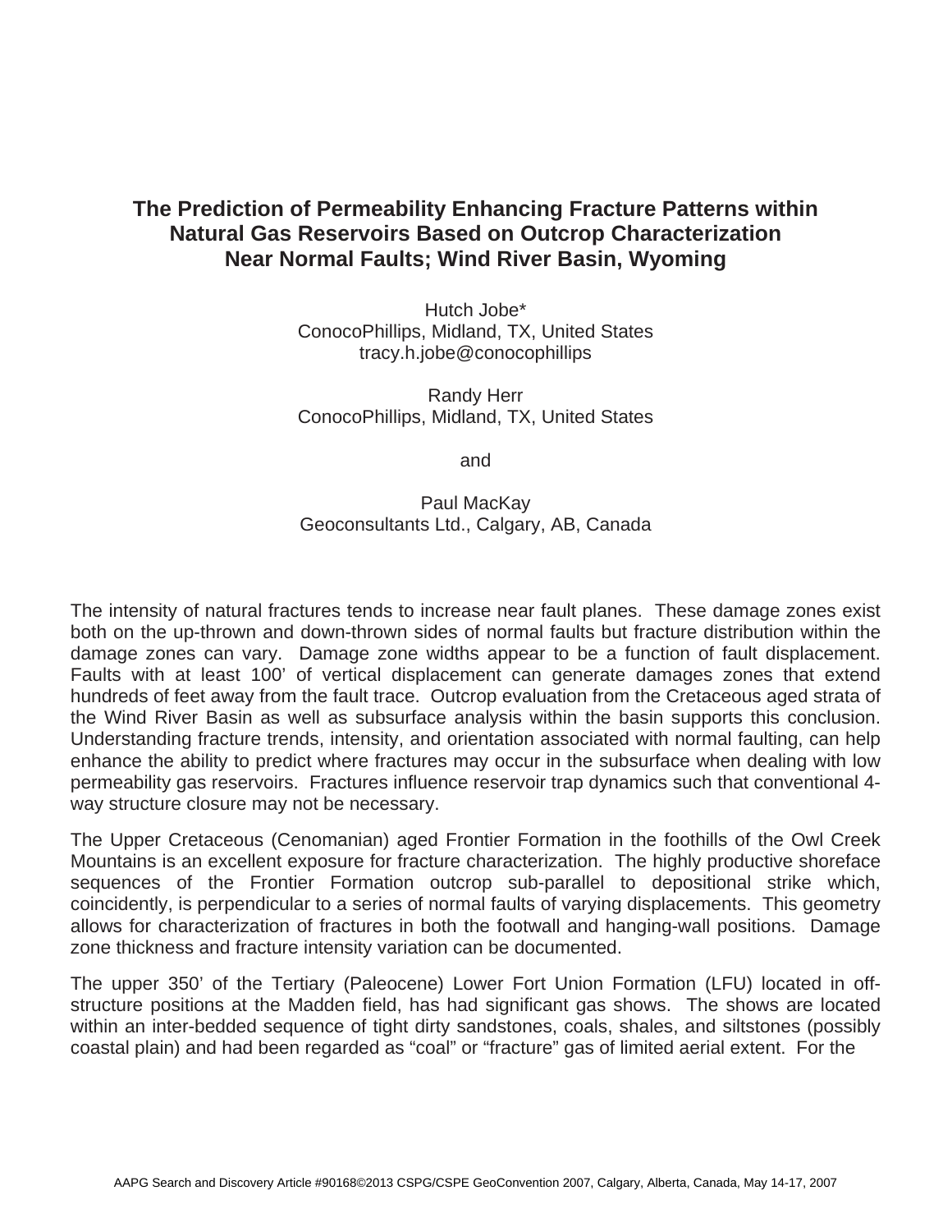# The Prediction of Permeability Enhancing Fracture Patterns within Natural Gas Reservoirs Based on Outcrop Characterization Near Normal Faults; Wind River Basin, Wyoming

Hutch Jobe*
ConocoPhillips, Midland, TX, United States
tracy.h.jobe@conocophillips

Randy Herr
ConocoPhillips, Midland, TX, United States

and

Paul MacKay
Geoconsultants Ltd., Calgary, AB, Canada

The intensity of natural fractures tends to increase near fault planes. These damage zones exist both on the up-thrown and down-thrown sides of normal faults but fracture distribution within the damage zones can vary. Damage zone widths appear to be a function of fault displacement. Faults with at least 100' of vertical displacement can generate damages zones that extend hundreds of feet away from the fault trace. Outcrop evaluation from the Cretaceous aged strata of the Wind River Basin as well as subsurface analysis within the basin supports this conclusion. Understanding fracture trends, intensity, and orientation associated with normal faulting, can help enhance the ability to predict where fractures may occur in the subsurface when dealing with low permeability gas reservoirs. Fractures influence reservoir trap dynamics such that conventional 4-way structure closure may not be necessary.

The Upper Cretaceous (Cenomanian) aged Frontier Formation in the foothills of the Owl Creek Mountains is an excellent exposure for fracture characterization. The highly productive shoreface sequences of the Frontier Formation outcrop sub-parallel to depositional strike which, coincidently, is perpendicular to a series of normal faults of varying displacements. This geometry allows for characterization of fractures in both the footwall and hanging-wall positions. Damage zone thickness and fracture intensity variation can be documented.

The upper 350' of the Tertiary (Paleocene) Lower Fort Union Formation (LFU) located in off-structure positions at the Madden field, has had significant gas shows. The shows are located within an inter-bedded sequence of tight dirty sandstones, coals, shales, and siltstones (possibly coastal plain) and had been regarded as "coal" or "fracture" gas of limited aerial extent. For the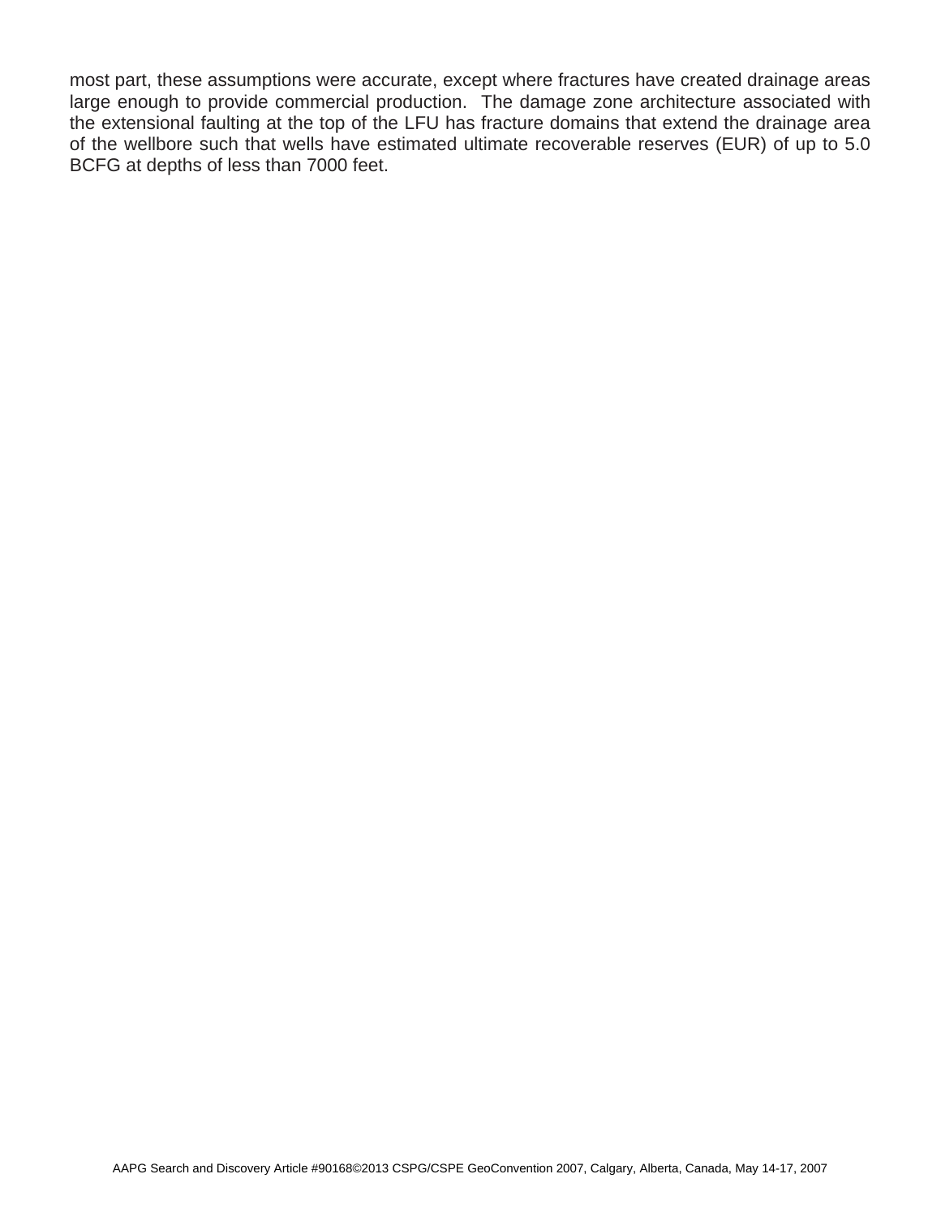most part, these assumptions were accurate, except where fractures have created drainage areas large enough to provide commercial production. The damage zone architecture associated with the extensional faulting at the top of the LFU has fracture domains that extend the drainage area of the wellbore such that wells have estimated ultimate recoverable reserves (EUR) of up to 5.0 BCFG at depths of less than 7000 feet.